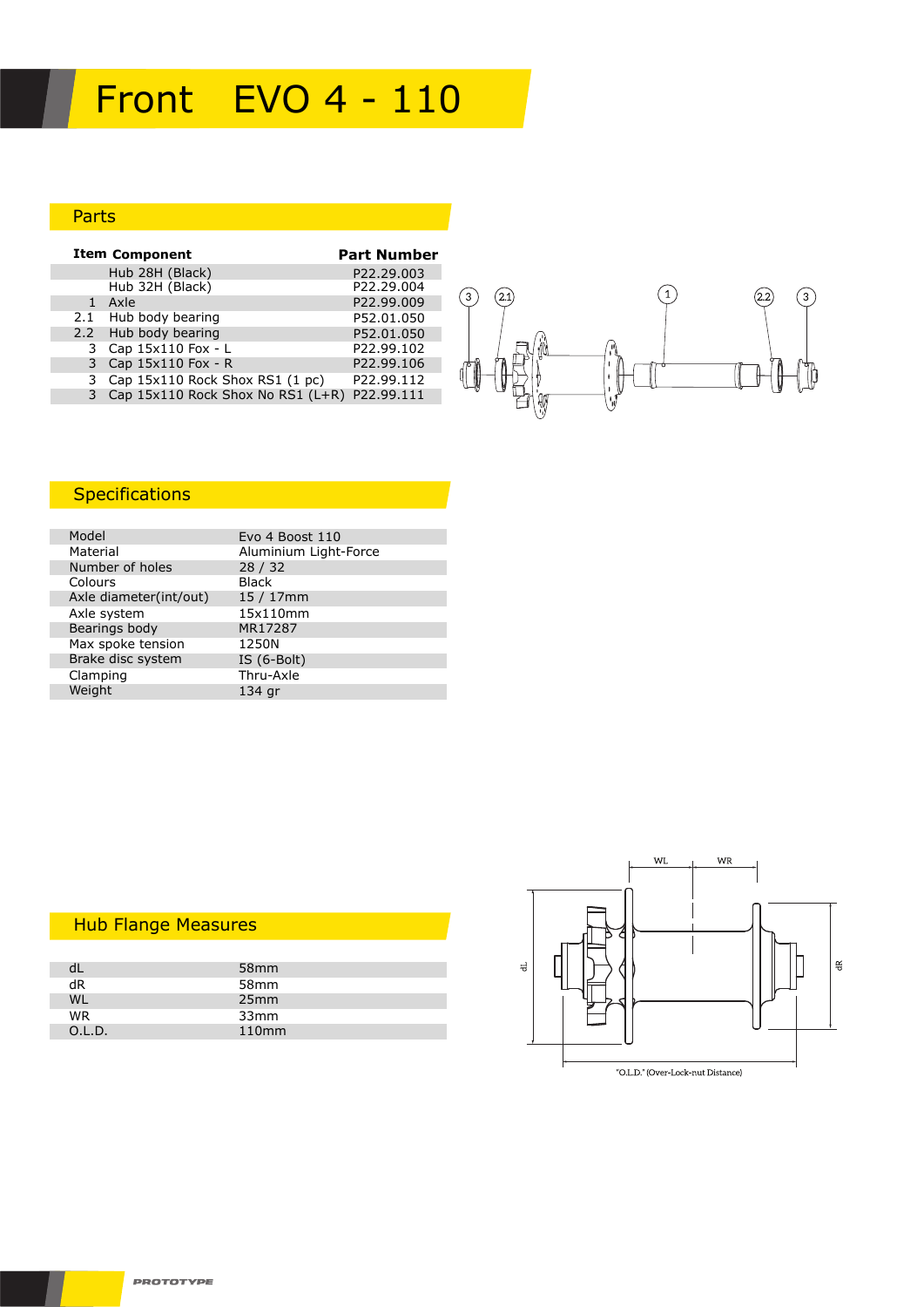# Front EVO 4 - 110

## Parts

| Item | Component | Part Number |
|---|---|---|
| | Hub 28H (Black) | P22.29.003 |
| | Hub 32H (Black) | P22.29.004 |
| 1 | Axle | P22.99.009 |
| 2.1 | Hub body bearing | P52.01.050 |
| 2.2 | Hub body bearing | P52.01.050 |
| 3 | Cap 15x110 Fox - L | P22.99.102 |
| 3 | Cap 15x110 Fox - R | P22.99.106 |
| 3 | Cap 15x110 Rock Shox RS1 (1 pc) | P22.99.112 |
| 3 | Cap 15x110 Rock Shox No RS1 (L+R) | P22.99.111 |

## Specifications

| | |
|---|---|
| Model | Evo 4 Boost 110 |
| Material | Aluminium Light-Force |
| Number of holes | 28 / 32 |
| Colours | Black |
| Axle diameter(int/out) | 15 / 17mm |
| Axle system | 15x110mm |
| Bearings body | MR17287 |
| Max spoke tension | 1250N |
| Brake disc system | IS (6-Bolt) |
| Clamping | Thru-Axle |
| Weight | 134 gr |

## Hub Flange Measures

| | |
|---|---|
| dL | 58mm |
| dR | 58mm |
| WL | 25mm |
| WR | 33mm |
| O.L.D. | 110mm |

"O.L.D." (Over-Lock-nut Distance)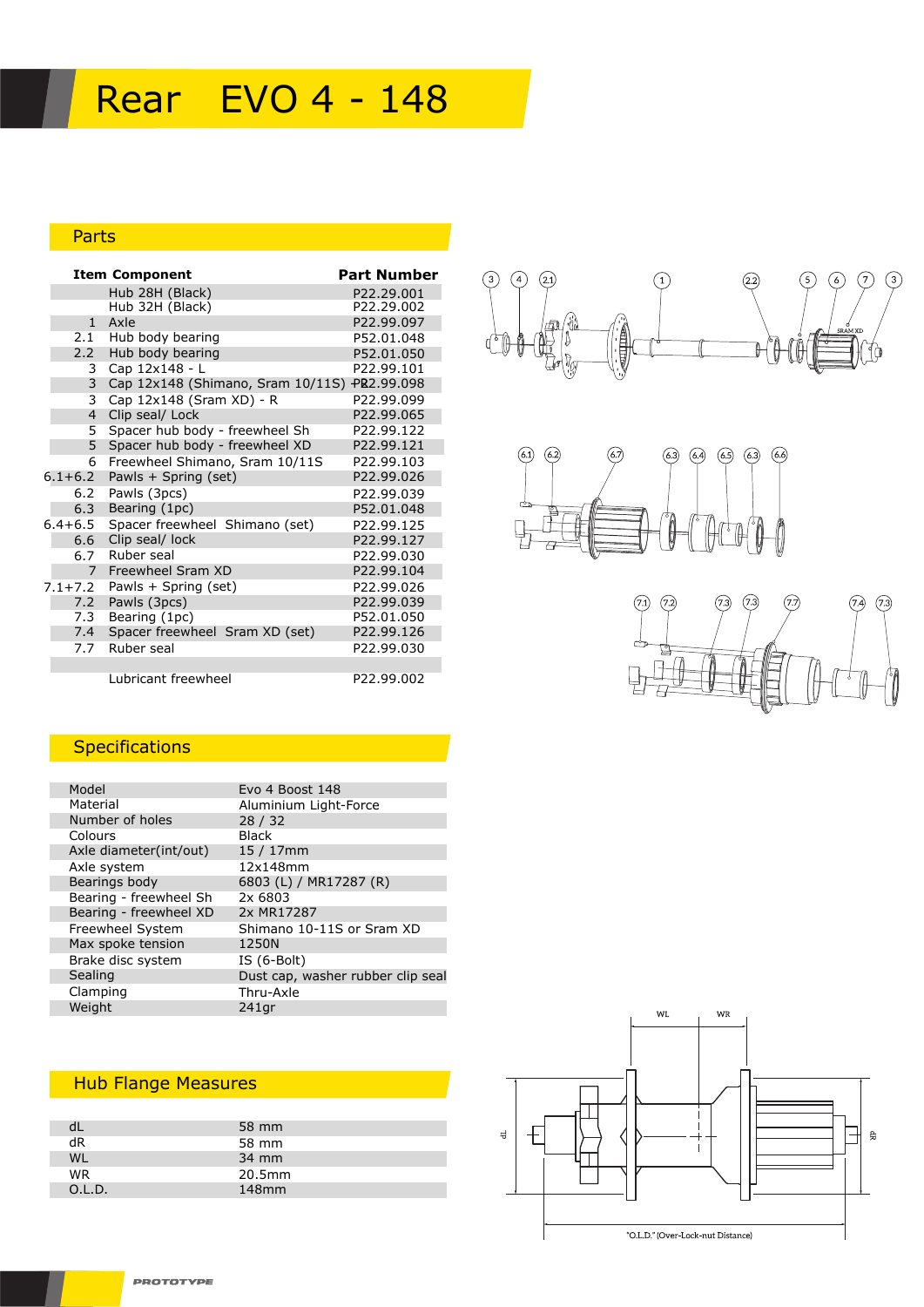# Rear EVO 4 - 148

## Parts

| Item | Component | Part Number |
|---|---|---|
| | Hub 28H (Black) | P22.29.001 |
| | Hub 32H (Black) | P22.29.002 |
| 1 | Axle | P22.99.097 |
| 2.1 | Hub body bearing | P52.01.048 |
| 2.2 | Hub body bearing | P52.01.050 |
| 3 | Cap 12x148 - L | P22.99.101 |
| 3 | Cap 12x148 (Shimano, Sram 10/11S) - R | P22.99.098 |
| 3 | Cap 12x148 (Sram XD) - R | P22.99.099 |
| 4 | Clip seal/ Lock | P22.99.065 |
| 5 | Spacer hub body - freewheel Sh | P22.99.122 |
| 5 | Spacer hub body - freewheel XD | P22.99.121 |
| 6 | Freewheel Shimano, Sram 10/11S | P22.99.103 |
| 6.1+6.2 | Pawls + Spring (set) | P22.99.026 |
| 6.2 | Pawls (3pcs) | P22.99.039 |
| 6.3 | Bearing (1pc) | P52.01.048 |
| 6.4+6.5 | Spacer freewheel Shimano (set) | P22.99.125 |
| 6.6 | Clip seal/ lock | P22.99.127 |
| 6.7 | Ruber seal | P22.99.030 |
| 7 | Freewheel Sram XD | P22.99.104 |
| 7.1+7.2 | Pawls + Spring (set) | P22.99.026 |
| 7.2 | Pawls (3pcs) | P22.99.039 |
| 7.3 | Bearing (1pc) | P52.01.050 |
| 7.4 | Spacer freewheel Sram XD (set) | P22.99.126 |
| 7.7 | Ruber seal | P22.99.030 |
| | | |
| | Lubricant freewheel | P22.99.002 |

3 4 2.1 1 2.2 5 6 7 3

SRAM XD

6.1 6.2 6.7 6.3 6.4 6.5 6.3 6.6

7.1 7.2 7.3 7.3 7.7 7.4 7.3

## Specifications

| | |
|---|---|
| Model | Evo 4 Boost 148 |
| Material | Aluminium Light-Force |
| Number of holes | 28 / 32 |
| Colours | Black |
| Axle diameter(int/out) | 15 / 17mm |
| Axle system | 12x148mm |
| Bearings body | 6803 (L) / MR17287 (R) |
| Bearing - freewheel Sh | 2x 6803 |
| Bearing - freewheel XD | 2x MR17287 |
| Freewheel System | Shimano 10-11S or Sram XD |
| Max spoke tension | 1250N |
| Brake disc system | IS (6-Bolt) |
| Sealing | Dust cap, washer rubber clip seal |
| Clamping | Thru-Axle |
| Weight | 241gr |

## Hub Flange Measures

| | |
|---|---|
| dL | 58 mm |
| dR | 58 mm |
| WL | 34 mm |
| WR | 20.5mm |
| O.L.D. | 148mm |

WL WR

dL dR

"O.L.D." (Over-Lock-nut Distance)

PROTOTYPE